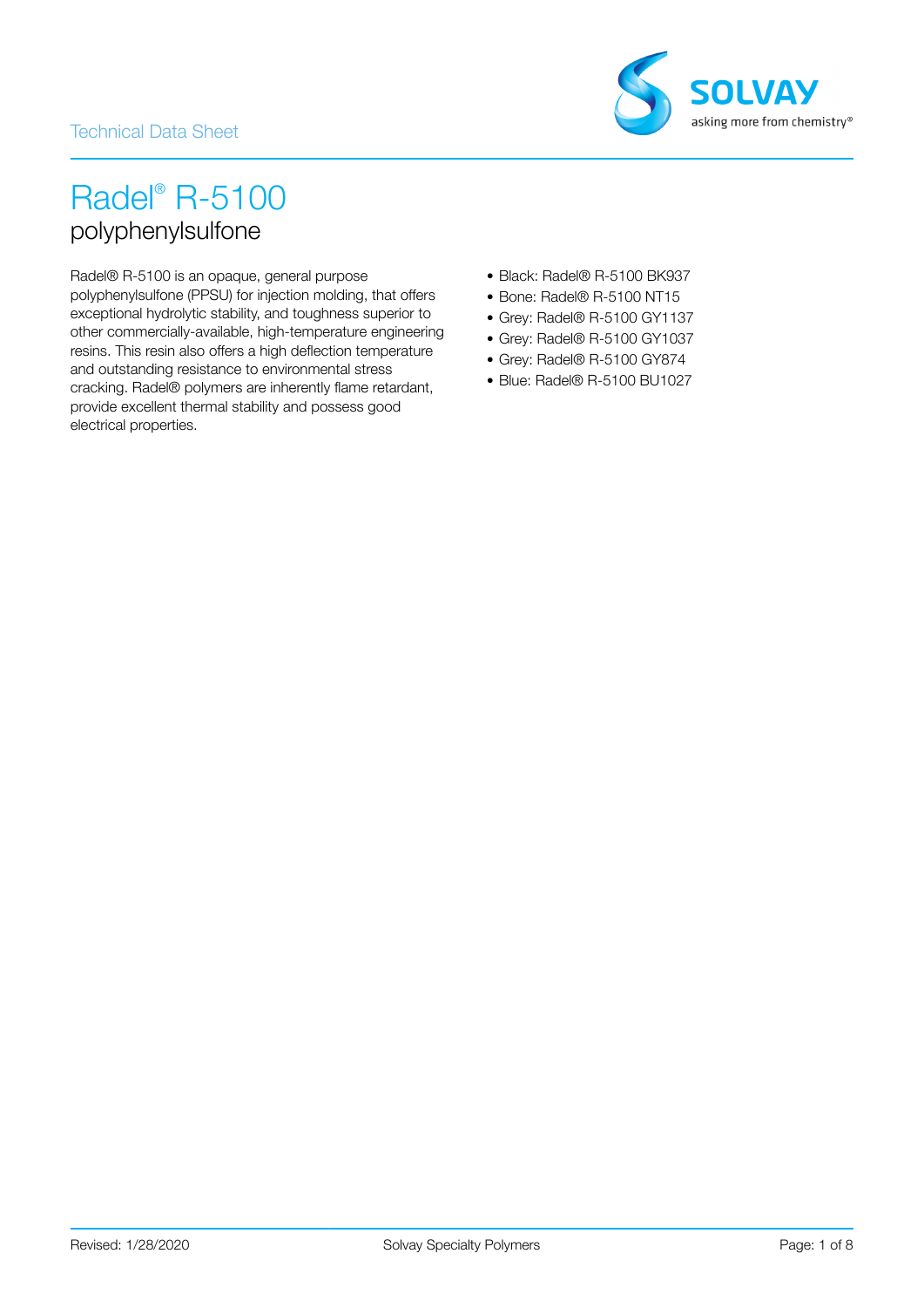Technical Data Sheet

# Radel® R-5100

## polyphenylsulfone

Radel® R-5100 is an opaque, general purpose polyphenylsulfone (PPSU) for injection molding, that offers exceptional hydrolytic stability, and toughness superior to other commercially-available, high-temperature engineering resins. This resin also offers a high deflection temperature and outstanding resistance to environmental stress cracking. Radel® polymers are inherently flame retardant, provide excellent thermal stability and possess good electrical properties.

- Black: Radel® R-5100 BK937
- Bone: Radel® R-5100 NT15
- Grey: Radel® R-5100 GY1137
- Grey: Radel® R-5100 GY1037
- Grey: Radel® R-5100 GY874
- Blue: Radel® R-5100 BU1027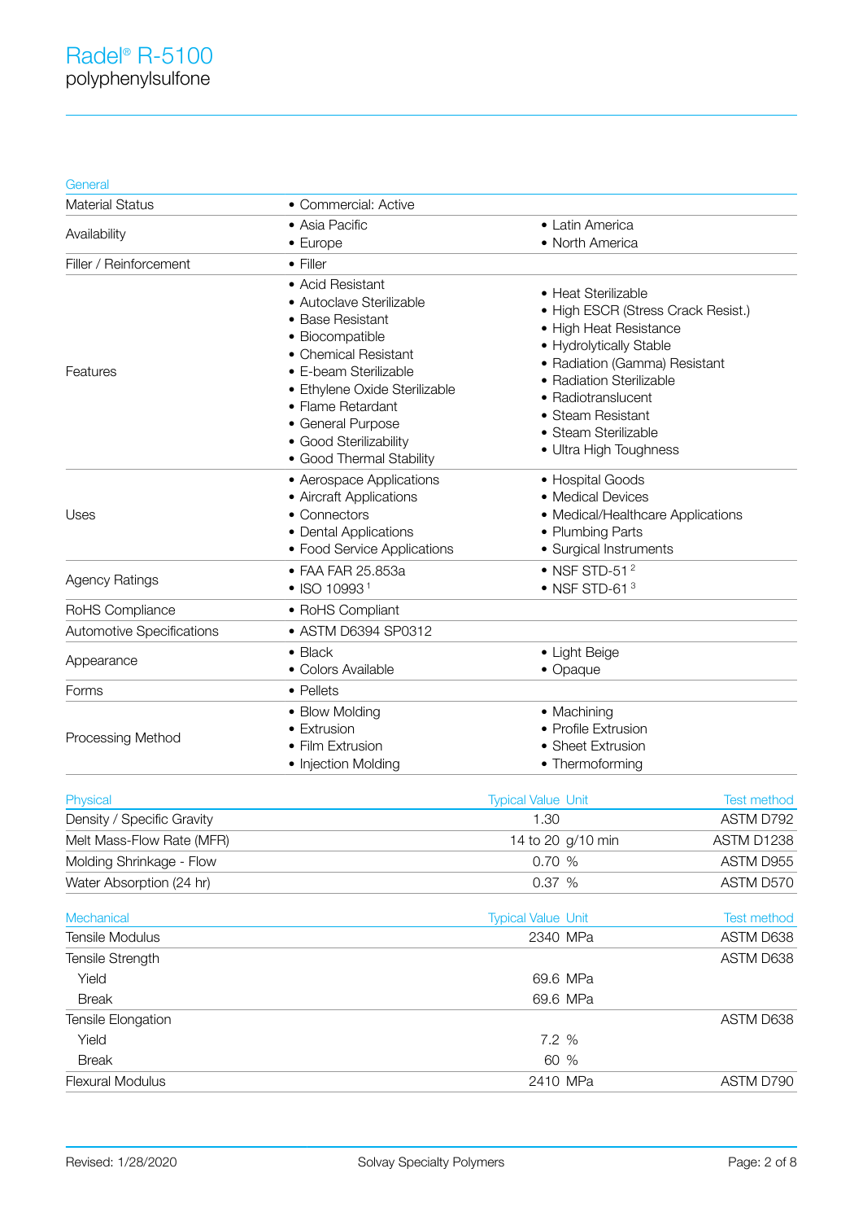# Radel® R-5100

polyphenylsulfone

| General | | |
|---|---|---|
| Material Status | • Commercial: Active | |
| Availability | • Asia Pacific<br>• Europe | • Latin America<br>• North America |
| Filler / Reinforcement | • Filler | |
| Features | • Acid Resistant<br>• Autoclave Sterilizable<br>• Base Resistant<br>• Biocompatible<br>• Chemical Resistant<br>• E-beam Sterilizable<br>• Ethylene Oxide Sterilizable<br>• Flame Retardant<br>• General Purpose<br>• Good Sterilizability<br>• Good Thermal Stability | • Heat Sterilizable<br>• High ESCR (Stress Crack Resist.)<br>• High Heat Resistance<br>• Hydrolytically Stable<br>• Radiation (Gamma) Resistant<br>• Radiation Sterilizable<br>• Radiotranslucent<br>• Steam Resistant<br>• Steam Sterilizable<br>• Ultra High Toughness |
| Uses | • Aerospace Applications<br>• Aircraft Applications<br>• Connectors<br>• Dental Applications<br>• Food Service Applications | • Hospital Goods<br>• Medical Devices<br>• Medical/Healthcare Applications<br>• Plumbing Parts<br>• Surgical Instruments |
| Agency Ratings | • FAA FAR 25.853a<br>• ISO 10993 [1] | • NSF STD-51 [2]<br>• NSF STD-61 [3] |
| RoHS Compliance | • RoHS Compliant | |
| Automotive Specifications | • ASTM D6394 SP0312 | |
| Appearance | • Black<br>• Colors Available | • Light Beige<br>• Opaque |
| Forms | • Pellets | |
| Processing Method | • Blow Molding<br>• Extrusion<br>• Film Extrusion<br>• Injection Molding | • Machining<br>• Profile Extrusion<br>• Sheet Extrusion<br>• Thermoforming |

| Physical | Typical Value | Unit | Test method |
|---|---|---|---|
| Density / Specific Gravity | 1.30 | | ASTM D792 |
| Melt Mass-Flow Rate (MFR) | 14 to 20 | g/10 min | ASTM D1238 |
| Molding Shrinkage - Flow | 0.70 | % | ASTM D955 |
| Water Absorption (24 hr) | 0.37 | % | ASTM D570 |

| Mechanical | Typical Value | Unit | Test method |
|---|---|---|---|
| Tensile Modulus | 2340 | MPa | ASTM D638 |
| Tensile Strength | | | ASTM D638 |
| Yield | 69.6 | MPa | |
| Break | 69.6 | MPa | |
| Tensile Elongation | | | ASTM D638 |
| Yield | 7.2 | % | |
| Break | 60 | % | |
| Flexural Modulus | 2410 | MPa | ASTM D790 |

Revised: 1/28/2020 Solvay Specialty Polymers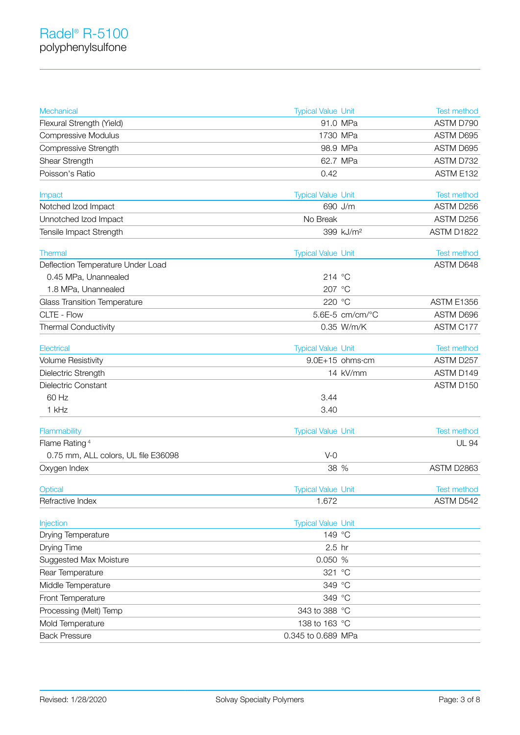# Radel® R-5100

polyphenylsulfone

| Mechanical | Typical Value | Unit | Test method |
|---|---|---|---|
| Flexural Strength (Yield) | 91.0 | MPa | ASTM D790 |
| Compressive Modulus | 1730 | MPa | ASTM D695 |
| Compressive Strength | 98.9 | MPa | ASTM D695 |
| Shear Strength | 62.7 | MPa | ASTM D732 |
| Poisson's Ratio | 0.42 | | ASTM E132 |

| Impact | Typical Value | Unit | Test method |
|---|---|---|---|
| Notched Izod Impact | 690 | J/m | ASTM D256 |
| Unnotched Izod Impact | No Break | | ASTM D256 |
| Tensile Impact Strength | 399 | kJ/m² | ASTM D1822 |

| Thermal | Typical Value | Unit | Test method |
|---|---|---|---|
| Deflection Temperature Under Load | | | ASTM D648 |
| 0.45 MPa, Unannealed | 214 | °C | |
| 1.8 MPa, Unannealed | 207 | °C | |
| Glass Transition Temperature | 220 | °C | ASTM E1356 |
| CLTE - Flow | 5.6E-5 | cm/cm/°C | ASTM D696 |
| Thermal Conductivity | 0.35 | W/m/K | ASTM C177 |

| Electrical | Typical Value | Unit | Test method |
|---|---|---|---|
| Volume Resistivity | 9.0E+15 | ohms·cm | ASTM D257 |
| Dielectric Strength | 14 | kV/mm | ASTM D149 |
| Dielectric Constant | | | ASTM D150 |
| 60 Hz | 3.44 | | |
| 1 kHz | 3.40 | | |

| Flammability | Typical Value | Unit | Test method |
|---|---|---|---|
| Flame Rating [4] | | | UL 94 |
| 0.75 mm, ALL colors, UL file E36098 | V-0 | | |
| Oxygen Index | 38 | % | ASTM D2863 |

| Optical | Typical Value | Unit | Test method |
|---|---|---|---|
| Refractive Index | 1.672 | | ASTM D542 |

| Injection | Typical Value | Unit |
|---|---|---|
| Drying Temperature | 149 | °C |
| Drying Time | 2.5 | hr |
| Suggested Max Moisture | 0.050 | % |
| Rear Temperature | 321 | °C |
| Middle Temperature | 349 | °C |
| Front Temperature | 349 | °C |
| Processing (Melt) Temp | 343 to 388 | °C |
| Mold Temperature | 138 to 163 | °C |
| Back Pressure | 0.345 to 0.689 | MPa |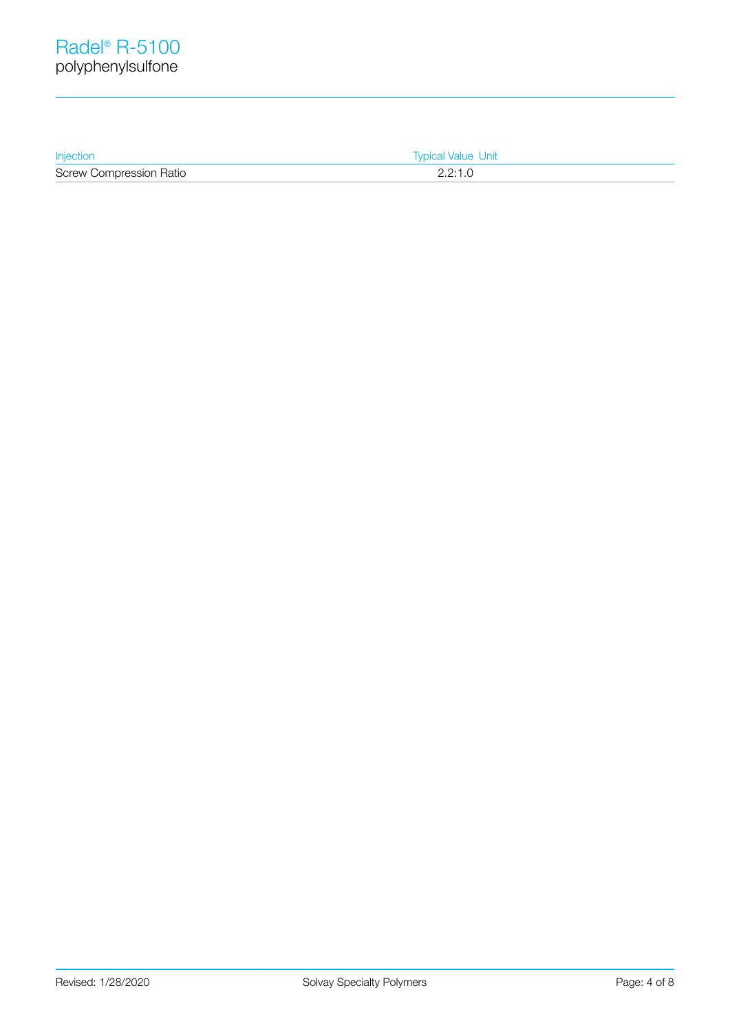| Injection | Typical Value | Unit |
| --- | --- | --- |
| Screw Compression Ratio | 2.2:1.0 | |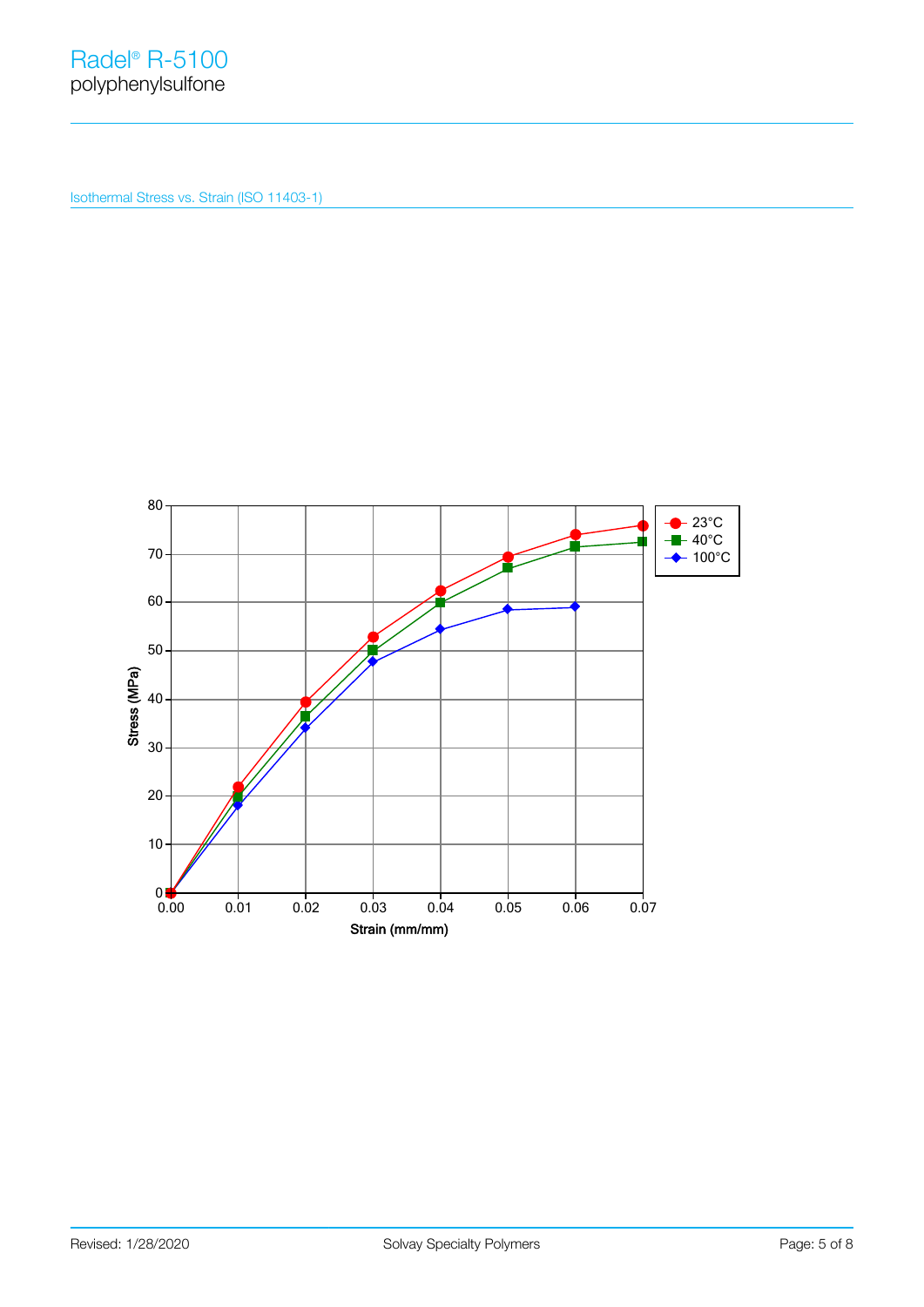## Isothermal Stress vs. Strain (ISO 11403-1)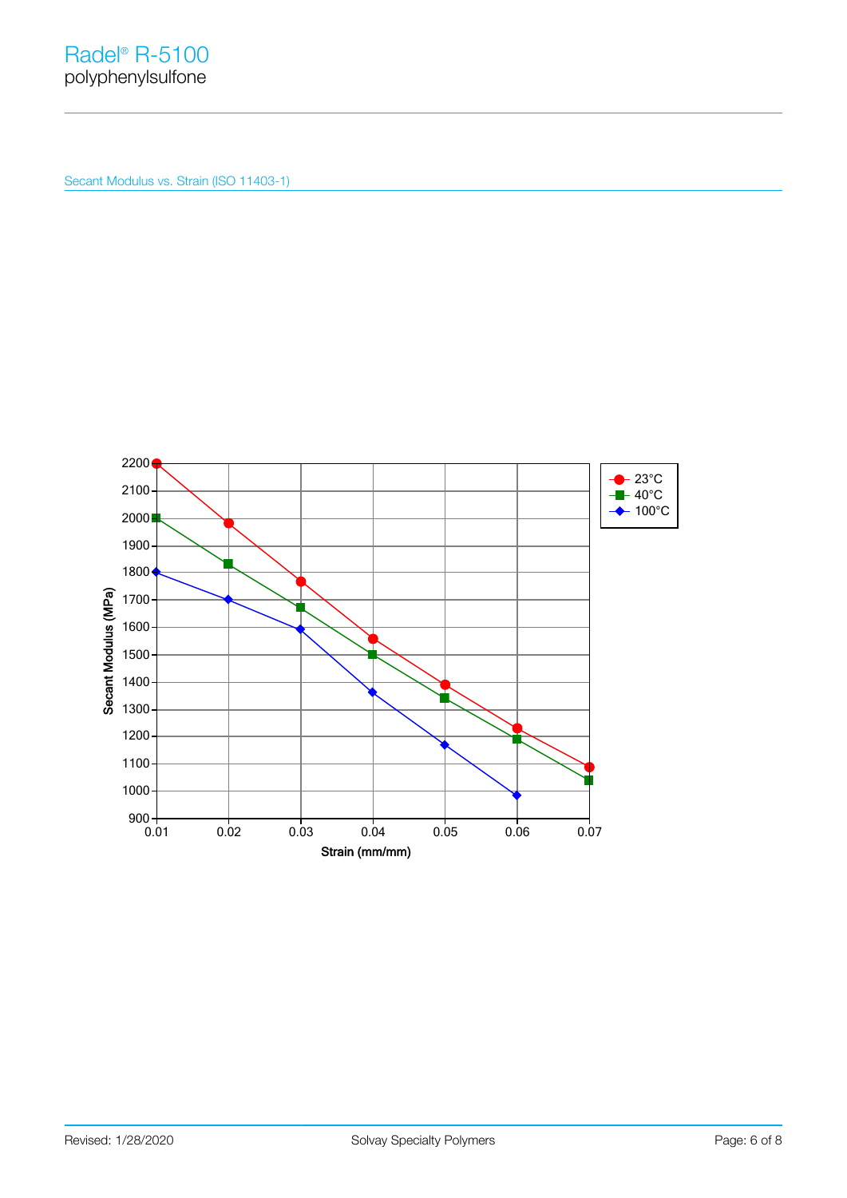Secant Modulus vs. Strain (ISO 11403-1)

Secant Modulus (MPa)

Strain (mm/mm)

- 23°C
- 40°C
- 100°C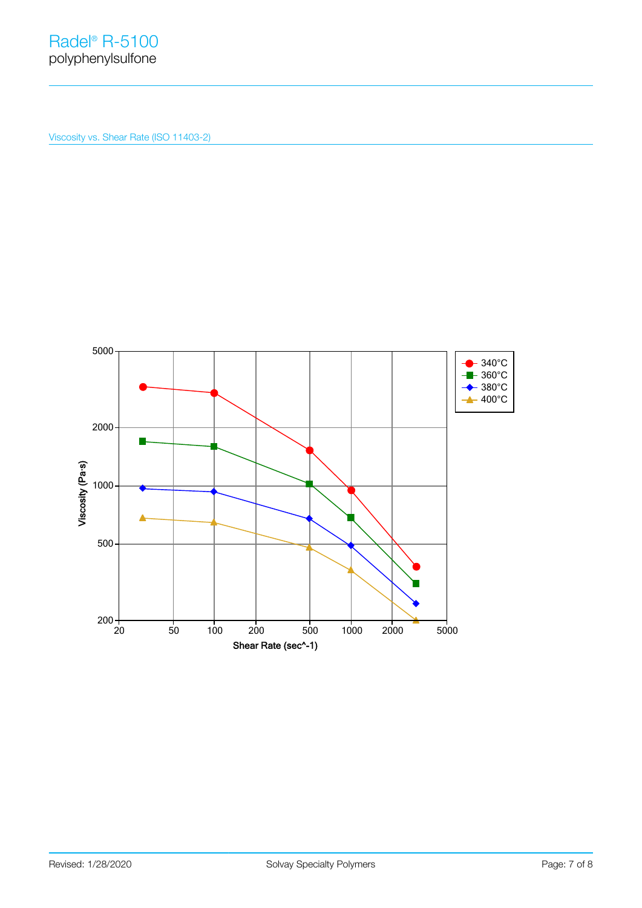Viscosity vs. Shear Rate (ISO 11403-2)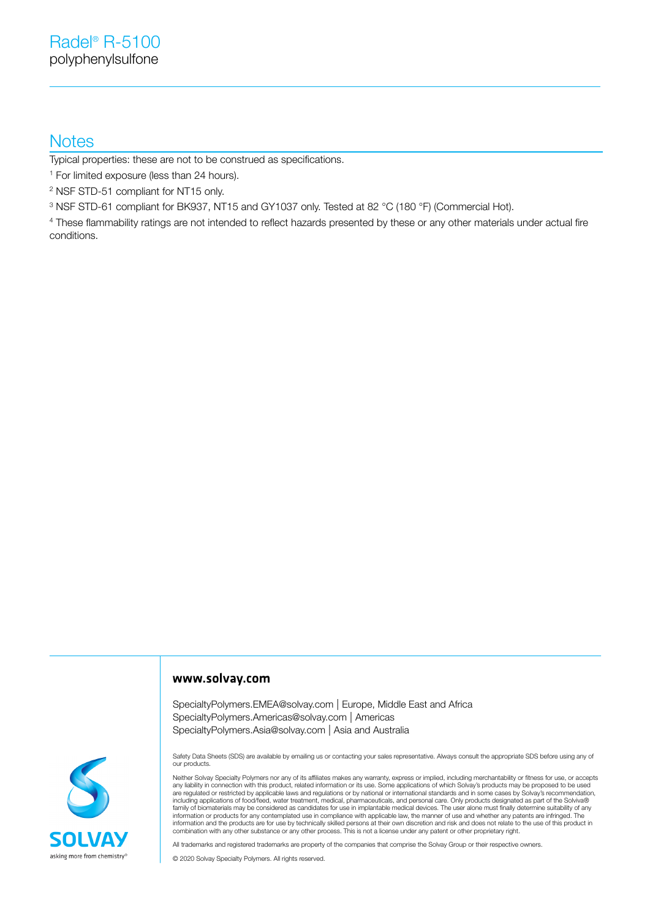# Radel® R-5100
polyphenylsulfone

## Notes

Typical properties: these are not to be construed as specifications.

[1] For limited exposure (less than 24 hours).

[2] NSF STD-51 compliant for NT15 only.

[3] NSF STD-61 compliant for BK937, NT15 and GY1037 only. Tested at 82 °C (180 °F) (Commercial Hot).

[4] These flammability ratings are not intended to reflect hazards presented by these or any other materials under actual fire conditions.

**www.solvay.com**

SpecialtyPolymers.EMEA@solvay.com | Europe, Middle East and Africa
SpecialtyPolymers.Americas@solvay.com | Americas
SpecialtyPolymers.Asia@solvay.com | Asia and Australia

Safety Data Sheets (SDS) are available by emailing us or contacting your sales representative. Always consult the appropriate SDS before using any of our products.

Neither Solvay Specialty Polymers nor any of its affiliates makes any warranty, express or implied, including merchantability or fitness for use, or accepts any liability in connection with this product, related information or its use. Some applications of which Solvay's products may be proposed to be used are regulated or restricted by applicable laws and regulations or by national or international standards and in some cases by Solvay's recommendation, including applications of food/feed, water treatment, medical, pharmaceuticals, and personal care. Only products designated as part of the Solviva® family of biomaterials may be considered as candidates for use in implantable medical devices. The user alone must finally determine suitability of any information or products for any contemplated use in compliance with applicable law, the manner of use and whether any patents are infringed. The information and the products are for use by technically skilled persons at their own discretion and risk and does not relate to the use of this product in combination with any other substance or any other process. This is not a license under any patent or other proprietary right.

All trademarks and registered trademarks are property of the companies that comprise the Solvay Group or their respective owners.

© 2020 Solvay Specialty Polymers. All rights reserved.

SOLVAY
asking more from chemistry®